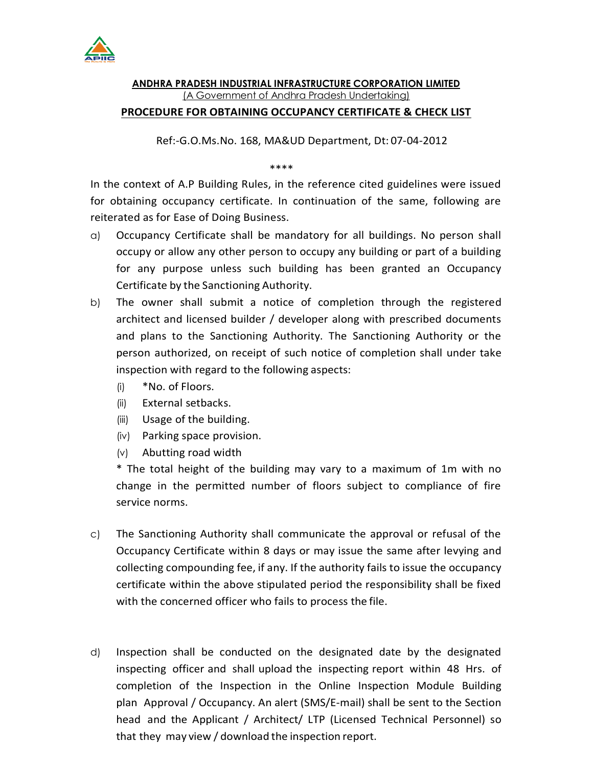**ANDHRA PRADESH INDUSTRIAL INFRASTRUCTURE CORPORATION LIMITED**
(A Government of Andhra Pradesh Undertaking)

## PROCEDURE FOR OBTAINING OCCUPANCY CERTIFICATE & CHECK LIST

Ref:-G.O.Ms.No. 168, MA&UD Department, Dt: 07-04-2012

****

In the context of A.P Building Rules, in the reference cited guidelines were issued for obtaining occupancy certificate. In continuation of the same, following are reiterated as for Ease of Doing Business.

a) Occupancy Certificate shall be mandatory for all buildings. No person shall occupy or allow any other person to occupy any building or part of a building for any purpose unless such building has been granted an Occupancy Certificate by the Sanctioning Authority.

b) The owner shall submit a notice of completion through the registered architect and licensed builder / developer along with prescribed documents and plans to the Sanctioning Authority. The Sanctioning Authority or the person authorized, on receipt of such notice of completion shall under take inspection with regard to the following aspects:
   (i) *No. of Floors.
   (ii) External setbacks.
   (iii) Usage of the building.
   (iv) Parking space provision.
   (v) Abutting road width

   * The total height of the building may vary to a maximum of 1m with no change in the permitted number of floors subject to compliance of fire service norms.

c) The Sanctioning Authority shall communicate the approval or refusal of the Occupancy Certificate within 8 days or may issue the same after levying and collecting compounding fee, if any. If the authority fails to issue the occupancy certificate within the above stipulated period the responsibility shall be fixed with the concerned officer who fails to process the file.

d) Inspection shall be conducted on the designated date by the designated inspecting officer and shall upload the inspecting report within 48 Hrs. of completion of the Inspection in the Online Inspection Module Building plan Approval / Occupancy. An alert (SMS/E-mail) shall be sent to the Section head and the Applicant / Architect/ LTP (Licensed Technical Personnel) so that they may view / download the inspection report.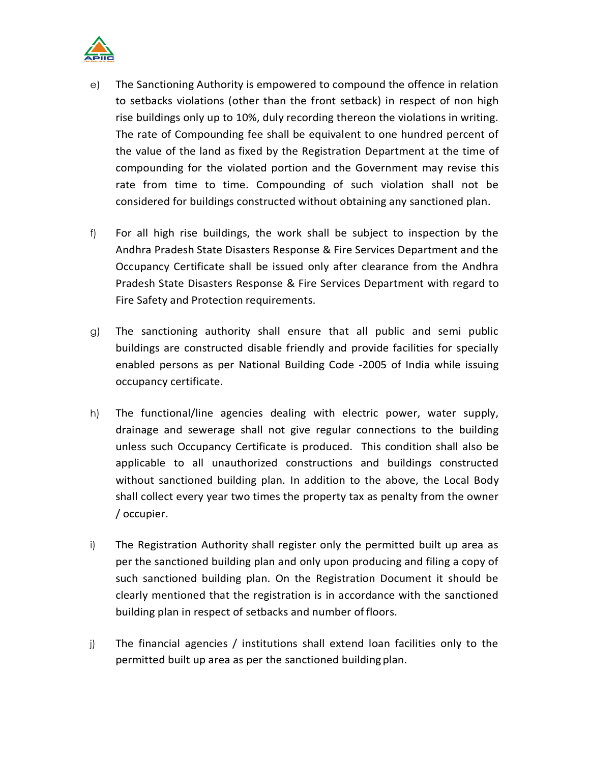e) The Sanctioning Authority is empowered to compound the offence in relation to setbacks violations (other than the front setback) in respect of non high rise buildings only up to 10%, duly recording thereon the violations in writing. The rate of Compounding fee shall be equivalent to one hundred percent of the value of the land as fixed by the Registration Department at the time of compounding for the violated portion and the Government may revise this rate from time to time. Compounding of such violation shall not be considered for buildings constructed without obtaining any sanctioned plan.

f) For all high rise buildings, the work shall be subject to inspection by the Andhra Pradesh State Disasters Response & Fire Services Department and the Occupancy Certificate shall be issued only after clearance from the Andhra Pradesh State Disasters Response & Fire Services Department with regard to Fire Safety and Protection requirements.

g) The sanctioning authority shall ensure that all public and semi public buildings are constructed disable friendly and provide facilities for specially enabled persons as per National Building Code -2005 of India while issuing occupancy certificate.

h) The functional/line agencies dealing with electric power, water supply, drainage and sewerage shall not give regular connections to the building unless such Occupancy Certificate is produced. This condition shall also be applicable to all unauthorized constructions and buildings constructed without sanctioned building plan. In addition to the above, the Local Body shall collect every year two times the property tax as penalty from the owner / occupier.

i) The Registration Authority shall register only the permitted built up area as per the sanctioned building plan and only upon producing and filing a copy of such sanctioned building plan. On the Registration Document it should be clearly mentioned that the registration is in accordance with the sanctioned building plan in respect of setbacks and number of floors.

j) The financial agencies / institutions shall extend loan facilities only to the permitted built up area as per the sanctioned building plan.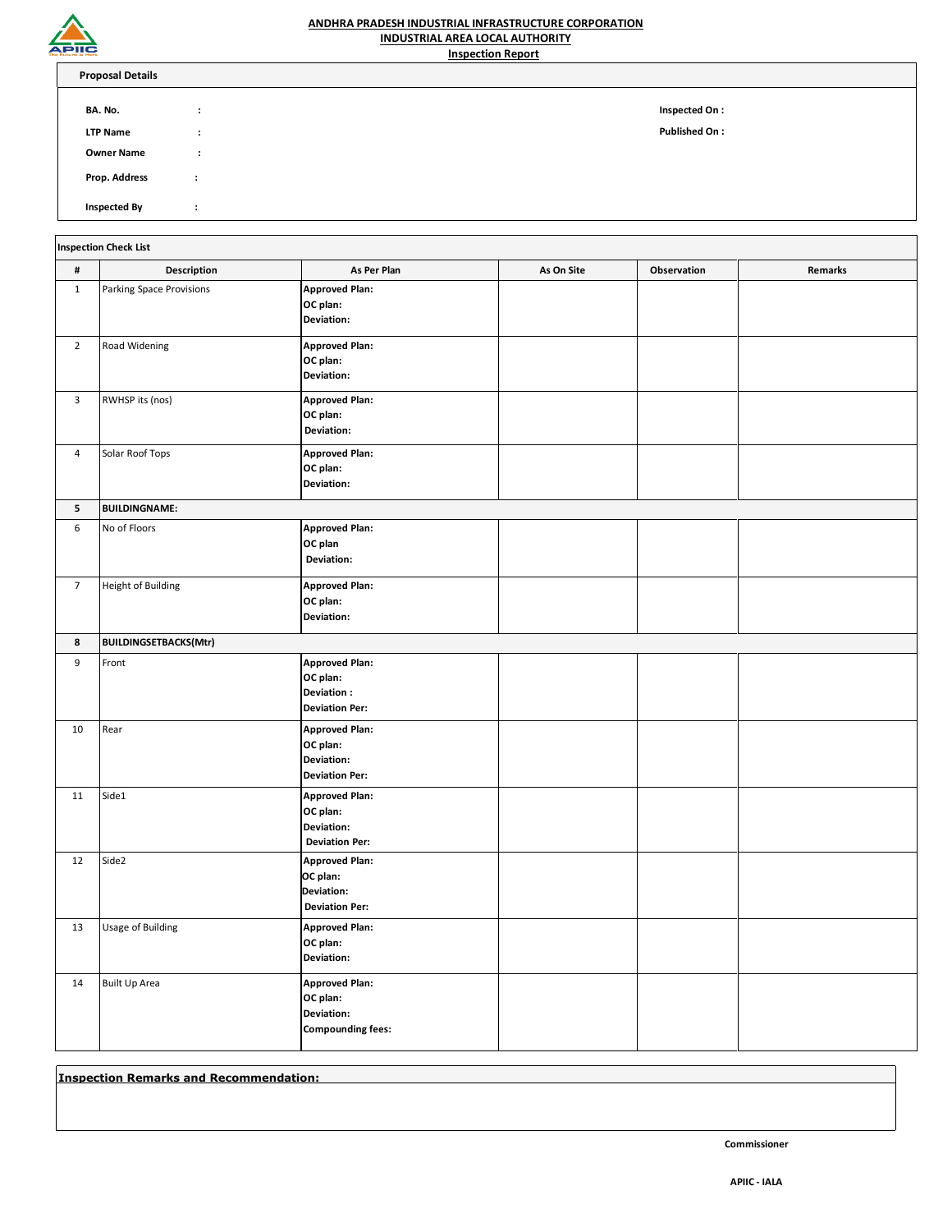**ANDHRA PRADESH INDUSTRIAL INFRASTRUCTURE CORPORATION**
**INDUSTRIAL AREA LOCAL AUTHORITY**
**Inspection Report**

**Proposal Details**

| | | | |
|---|---|---|---|
| **BA. No.** | : | **Inspected On :** | |
| **LTP Name** | : | **Published On :** | |
| **Owner Name** | : | | |
| **Prop. Address** | : | | |
| **Inspected By** | : | | |

**Inspection Check List**

| # | Description | As Per Plan | As On Site | Observation | Remarks |
|---|---|---|---|---|---|
| 1 | Parking Space Provisions | **Approved Plan:**<br>**OC plan:**<br>**Deviation:** | | | |
| 2 | Road Widening | **Approved Plan:**<br>**OC plan:**<br>**Deviation:** | | | |
| 3 | RWHSP its (nos) | **Approved Plan:**<br>**OC plan:**<br>**Deviation:** | | | |
| 4 | Solar Roof Tops | **Approved Plan:**<br>**OC plan:**<br>**Deviation:** | | | |
| **5** | **BUILDINGNAME:** | | | | |
| 6 | No of Floors | **Approved Plan:**<br>**OC plan**<br>**Deviation:** | | | |
| 7 | Height of Building | **Approved Plan:**<br>**OC plan:**<br>**Deviation:** | | | |
| **8** | **BUILDINGSETBACKS(Mtr)** | | | | |
| 9 | Front | **Approved Plan:**<br>**OC plan:**<br>**Deviation :**<br>**Deviation Per:** | | | |
| 10 | Rear | **Approved Plan:**<br>**OC plan:**<br>**Deviation:**<br>**Deviation Per:** | | | |
| 11 | Side1 | **Approved Plan:**<br>**OC plan:**<br>**Deviation:**<br>**Deviation Per:** | | | |
| 12 | Side2 | **Approved Plan:**<br>**OC plan:**<br>**Deviation:**<br>**Deviation Per:** | | | |
| 13 | Usage of Building | **Approved Plan:**<br>**OC plan:**<br>**Deviation:** | | | |
| 14 | Built Up Area | **Approved Plan:**<br>**OC plan:**<br>**Deviation:**<br>**Compounding fees:** | | | |

**Inspection Remarks and Recommendation:**

**Commissioner**

**APIIC - IALA**